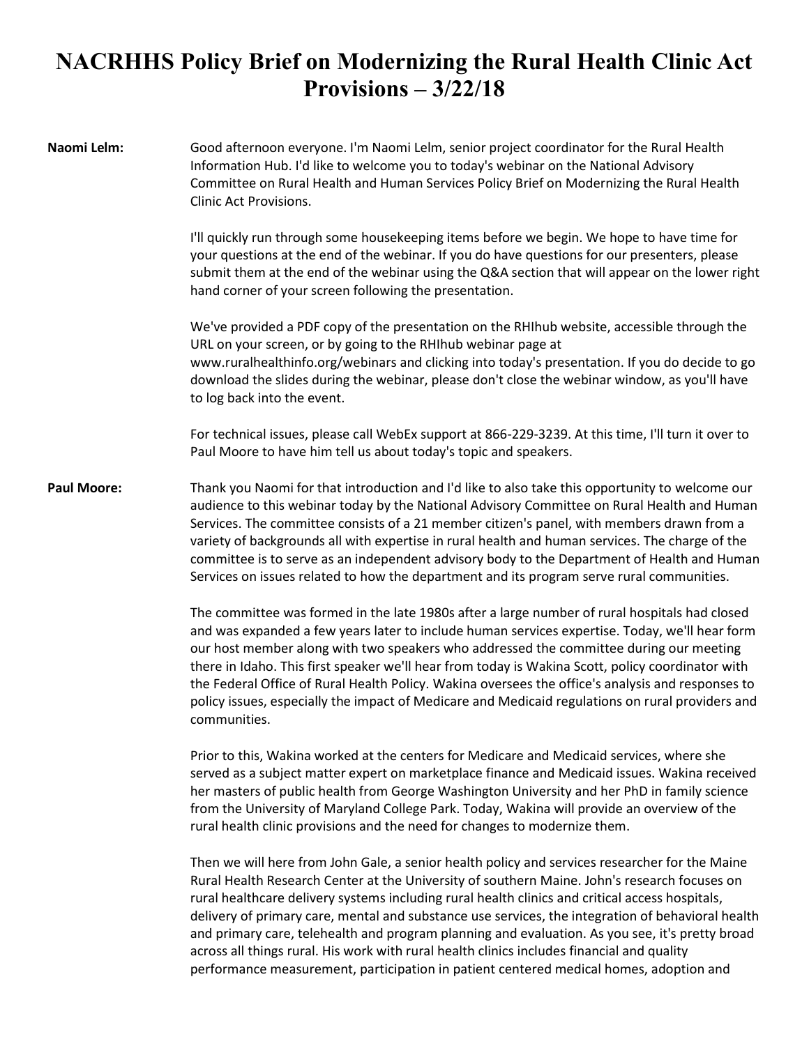# NACRHHS Policy Brief on Modernizing the Rural Health Clinic Act Provisions – 3/22/18

**Naomi Lelm:** Good afternoon everyone. I'm Naomi Lelm, senior project coordinator for the Rural Health Information Hub. I'd like to welcome you to today's webinar on the National Advisory Committee on Rural Health and Human Services Policy Brief on Modernizing the Rural Health Clinic Act Provisions.

I'll quickly run through some housekeeping items before we begin. We hope to have time for your questions at the end of the webinar. If you do have questions for our presenters, please submit them at the end of the webinar using the Q&A section that will appear on the lower right hand corner of your screen following the presentation.

We've provided a PDF copy of the presentation on the RHIhub website, accessible through the URL on your screen, or by going to the RHIhub webinar page at www.ruralhealthinfo.org/webinars and clicking into today's presentation. If you do decide to go download the slides during the webinar, please don't close the webinar window, as you'll have to log back into the event.

For technical issues, please call WebEx support at 866-229-3239. At this time, I'll turn it over to Paul Moore to have him tell us about today's topic and speakers.

**Paul Moore:** Thank you Naomi for that introduction and I'd like to also take this opportunity to welcome our audience to this webinar today by the National Advisory Committee on Rural Health and Human Services. The committee consists of a 21 member citizen's panel, with members drawn from a variety of backgrounds all with expertise in rural health and human services. The charge of the committee is to serve as an independent advisory body to the Department of Health and Human Services on issues related to how the department and its program serve rural communities.

The committee was formed in the late 1980s after a large number of rural hospitals had closed and was expanded a few years later to include human services expertise. Today, we'll hear form our host member along with two speakers who addressed the committee during our meeting there in Idaho. This first speaker we'll hear from today is Wakina Scott, policy coordinator with the Federal Office of Rural Health Policy. Wakina oversees the office's analysis and responses to policy issues, especially the impact of Medicare and Medicaid regulations on rural providers and communities.

Prior to this, Wakina worked at the centers for Medicare and Medicaid services, where she served as a subject matter expert on marketplace finance and Medicaid issues. Wakina received her masters of public health from George Washington University and her PhD in family science from the University of Maryland College Park. Today, Wakina will provide an overview of the rural health clinic provisions and the need for changes to modernize them.

Then we will here from John Gale, a senior health policy and services researcher for the Maine Rural Health Research Center at the University of southern Maine. John's research focuses on rural healthcare delivery systems including rural health clinics and critical access hospitals, delivery of primary care, mental and substance use services, the integration of behavioral health and primary care, telehealth and program planning and evaluation. As you see, it's pretty broad across all things rural. His work with rural health clinics includes financial and quality performance measurement, participation in patient centered medical homes, adoption and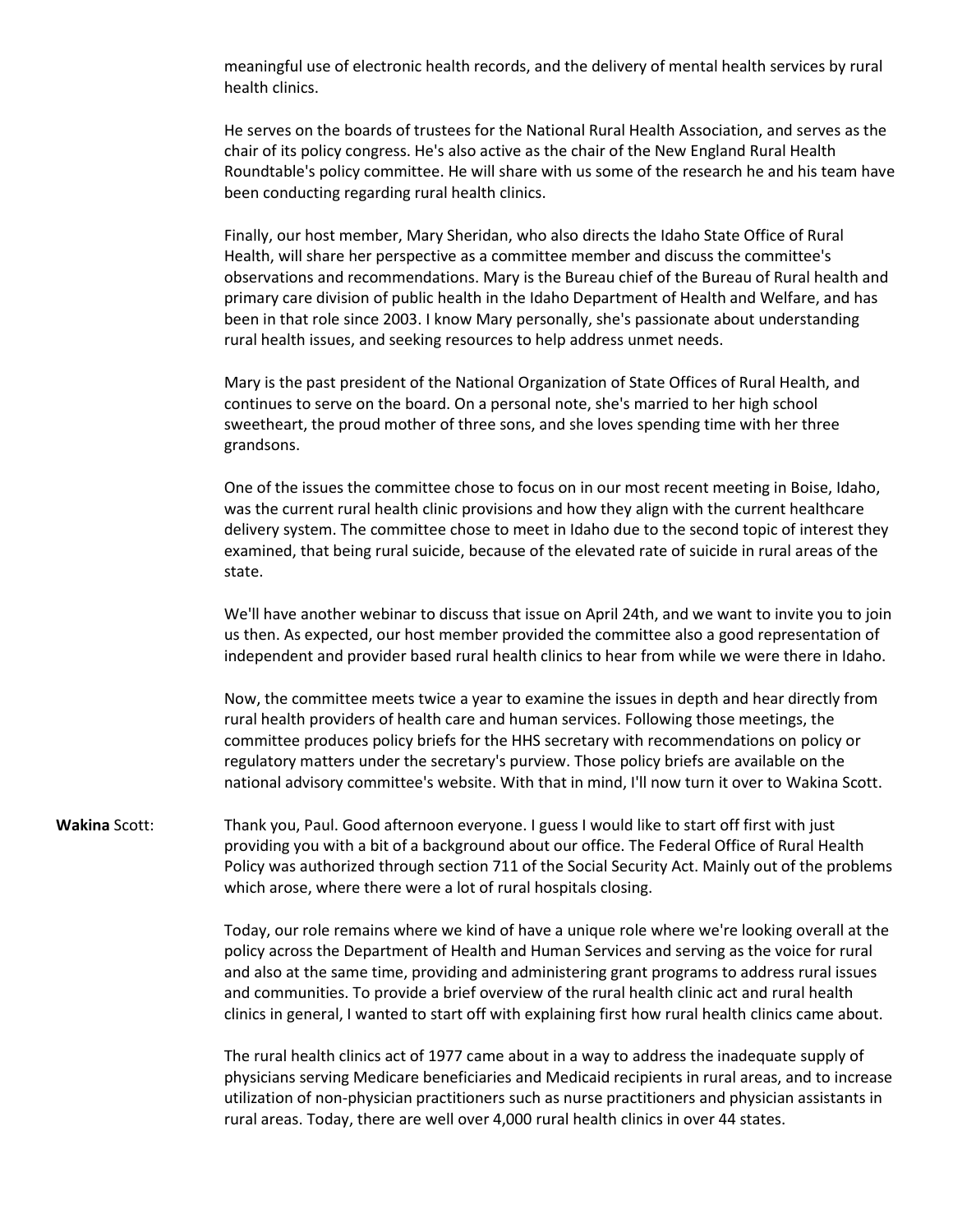meaningful use of electronic health records, and the delivery of mental health services by rural health clinics.

He serves on the boards of trustees for the National Rural Health Association, and serves as the chair of its policy congress. He's also active as the chair of the New England Rural Health Roundtable's policy committee. He will share with us some of the research he and his team have been conducting regarding rural health clinics.

Finally, our host member, Mary Sheridan, who also directs the Idaho State Office of Rural Health, will share her perspective as a committee member and discuss the committee's observations and recommendations. Mary is the Bureau chief of the Bureau of Rural health and primary care division of public health in the Idaho Department of Health and Welfare, and has been in that role since 2003. I know Mary personally, she's passionate about understanding rural health issues, and seeking resources to help address unmet needs.

Mary is the past president of the National Organization of State Offices of Rural Health, and continues to serve on the board. On a personal note, she's married to her high school sweetheart, the proud mother of three sons, and she loves spending time with her three grandsons.

One of the issues the committee chose to focus on in our most recent meeting in Boise, Idaho, was the current rural health clinic provisions and how they align with the current healthcare delivery system. The committee chose to meet in Idaho due to the second topic of interest they examined, that being rural suicide, because of the elevated rate of suicide in rural areas of the state.

We'll have another webinar to discuss that issue on April 24th, and we want to invite you to join us then. As expected, our host member provided the committee also a good representation of independent and provider based rural health clinics to hear from while we were there in Idaho.

Now, the committee meets twice a year to examine the issues in depth and hear directly from rural health providers of health care and human services. Following those meetings, the committee produces policy briefs for the HHS secretary with recommendations on policy or regulatory matters under the secretary's purview. Those policy briefs are available on the national advisory committee's website. With that in mind, I'll now turn it over to Wakina Scott.

**Wakina** Scott: Thank you, Paul. Good afternoon everyone. I guess I would like to start off first with just providing you with a bit of a background about our office. The Federal Office of Rural Health Policy was authorized through section 711 of the Social Security Act. Mainly out of the problems which arose, where there were a lot of rural hospitals closing.

Today, our role remains where we kind of have a unique role where we're looking overall at the policy across the Department of Health and Human Services and serving as the voice for rural and also at the same time, providing and administering grant programs to address rural issues and communities. To provide a brief overview of the rural health clinic act and rural health clinics in general, I wanted to start off with explaining first how rural health clinics came about.

The rural health clinics act of 1977 came about in a way to address the inadequate supply of physicians serving Medicare beneficiaries and Medicaid recipients in rural areas, and to increase utilization of non-physician practitioners such as nurse practitioners and physician assistants in rural areas. Today, there are well over 4,000 rural health clinics in over 44 states.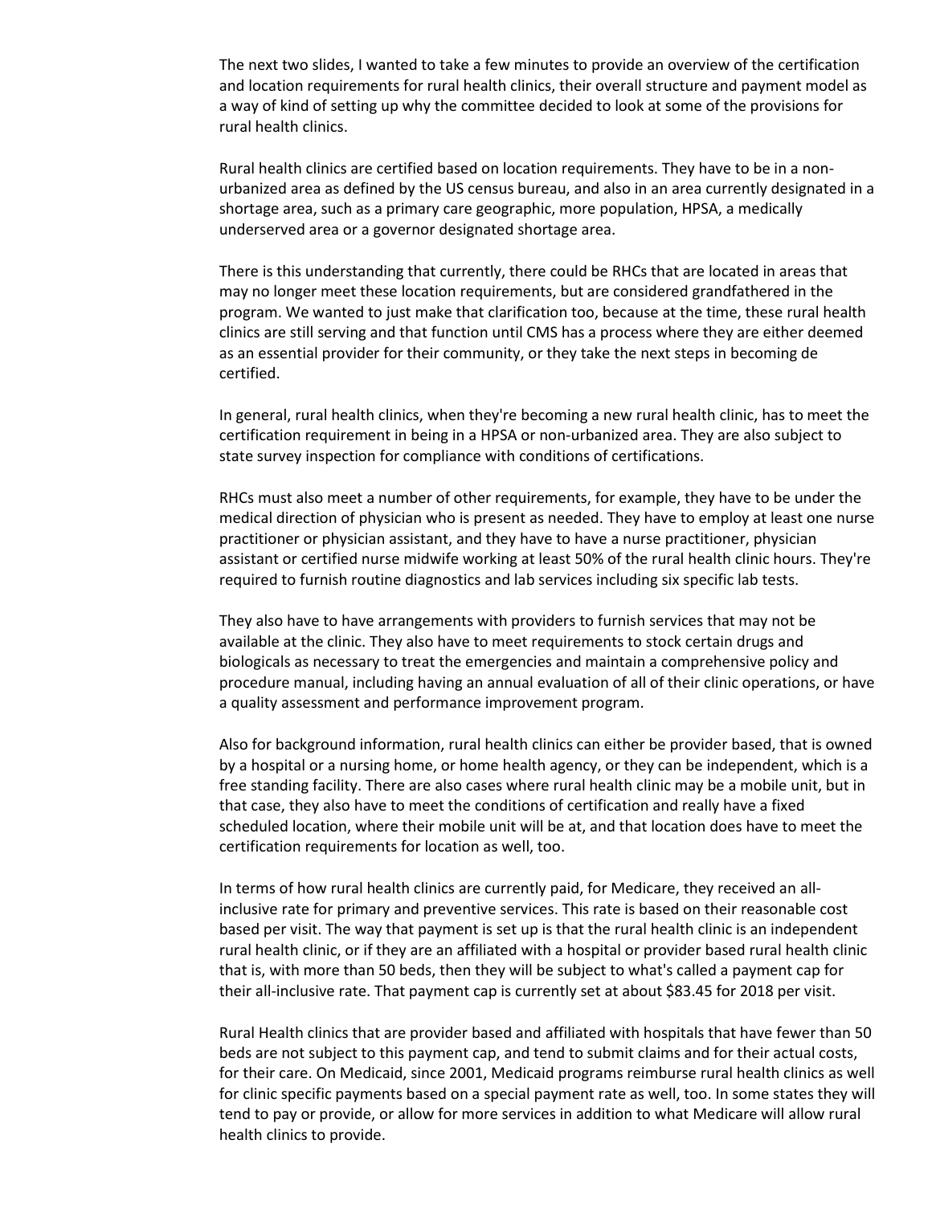The next two slides, I wanted to take a few minutes to provide an overview of the certification and location requirements for rural health clinics, their overall structure and payment model as a way of kind of setting up why the committee decided to look at some of the provisions for rural health clinics.

Rural health clinics are certified based on location requirements. They have to be in a non-urbanized area as defined by the US census bureau, and also in an area currently designated in a shortage area, such as a primary care geographic, more population, HPSA, a medically underserved area or a governor designated shortage area.

There is this understanding that currently, there could be RHCs that are located in areas that may no longer meet these location requirements, but are considered grandfathered in the program. We wanted to just make that clarification too, because at the time, these rural health clinics are still serving and that function until CMS has a process where they are either deemed as an essential provider for their community, or they take the next steps in becoming de certified.

In general, rural health clinics, when they're becoming a new rural health clinic, has to meet the certification requirement in being in a HPSA or non-urbanized area. They are also subject to state survey inspection for compliance with conditions of certifications.

RHCs must also meet a number of other requirements, for example, they have to be under the medical direction of physician who is present as needed. They have to employ at least one nurse practitioner or physician assistant, and they have to have a nurse practitioner, physician assistant or certified nurse midwife working at least 50% of the rural health clinic hours. They're required to furnish routine diagnostics and lab services including six specific lab tests.

They also have to have arrangements with providers to furnish services that may not be available at the clinic. They also have to meet requirements to stock certain drugs and biologicals as necessary to treat the emergencies and maintain a comprehensive policy and procedure manual, including having an annual evaluation of all of their clinic operations, or have a quality assessment and performance improvement program.

Also for background information, rural health clinics can either be provider based, that is owned by a hospital or a nursing home, or home health agency, or they can be independent, which is a free standing facility. There are also cases where rural health clinic may be a mobile unit, but in that case, they also have to meet the conditions of certification and really have a fixed scheduled location, where their mobile unit will be at, and that location does have to meet the certification requirements for location as well, too.

In terms of how rural health clinics are currently paid, for Medicare, they received an all-inclusive rate for primary and preventive services. This rate is based on their reasonable cost based per visit. The way that payment is set up is that the rural health clinic is an independent rural health clinic, or if they are an affiliated with a hospital or provider based rural health clinic that is, with more than 50 beds, then they will be subject to what's called a payment cap for their all-inclusive rate. That payment cap is currently set at about $83.45 for 2018 per visit.

Rural Health clinics that are provider based and affiliated with hospitals that have fewer than 50 beds are not subject to this payment cap, and tend to submit claims and for their actual costs, for their care. On Medicaid, since 2001, Medicaid programs reimburse rural health clinics as well for clinic specific payments based on a special payment rate as well, too. In some states they will tend to pay or provide, or allow for more services in addition to what Medicare will allow rural health clinics to provide.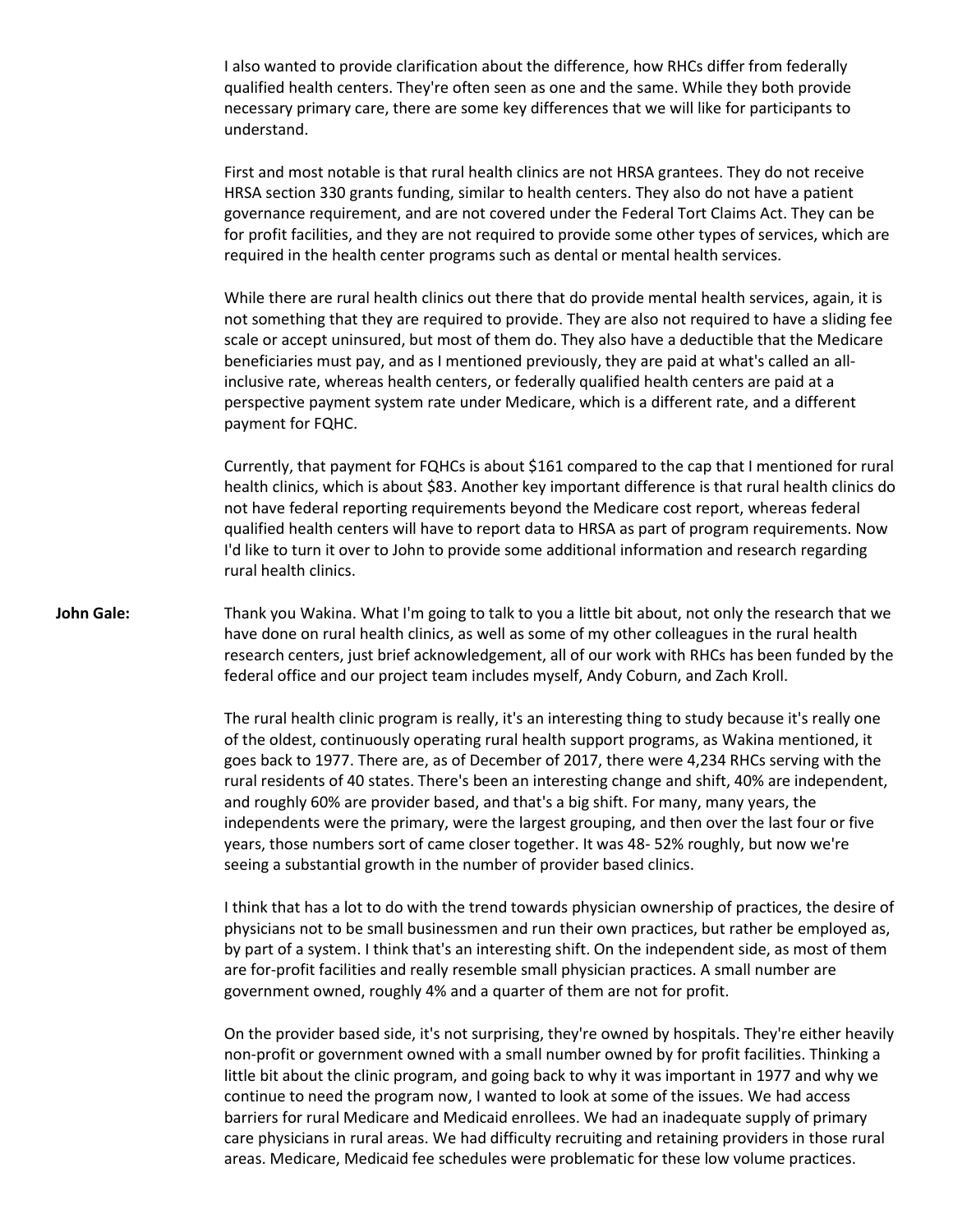I also wanted to provide clarification about the difference, how RHCs differ from federally qualified health centers. They're often seen as one and the same. While they both provide necessary primary care, there are some key differences that we will like for participants to understand.

First and most notable is that rural health clinics are not HRSA grantees. They do not receive HRSA section 330 grants funding, similar to health centers. They also do not have a patient governance requirement, and are not covered under the Federal Tort Claims Act. They can be for profit facilities, and they are not required to provide some other types of services, which are required in the health center programs such as dental or mental health services.

While there are rural health clinics out there that do provide mental health services, again, it is not something that they are required to provide. They are also not required to have a sliding fee scale or accept uninsured, but most of them do. They also have a deductible that the Medicare beneficiaries must pay, and as I mentioned previously, they are paid at what's called an all-inclusive rate, whereas health centers, or federally qualified health centers are paid at a perspective payment system rate under Medicare, which is a different rate, and a different payment for FQHC.

Currently, that payment for FQHCs is about $161 compared to the cap that I mentioned for rural health clinics, which is about $83. Another key important difference is that rural health clinics do not have federal reporting requirements beyond the Medicare cost report, whereas federal qualified health centers will have to report data to HRSA as part of program requirements. Now I'd like to turn it over to John to provide some additional information and research regarding rural health clinics.

**John Gale:** Thank you Wakina. What I'm going to talk to you a little bit about, not only the research that we have done on rural health clinics, as well as some of my other colleagues in the rural health research centers, just brief acknowledgement, all of our work with RHCs has been funded by the federal office and our project team includes myself, Andy Coburn, and Zach Kroll.

The rural health clinic program is really, it's an interesting thing to study because it's really one of the oldest, continuously operating rural health support programs, as Wakina mentioned, it goes back to 1977. There are, as of December of 2017, there were 4,234 RHCs serving with the rural residents of 40 states. There's been an interesting change and shift, 40% are independent, and roughly 60% are provider based, and that's a big shift. For many, many years, the independents were the primary, were the largest grouping, and then over the last four or five years, those numbers sort of came closer together. It was 48- 52% roughly, but now we're seeing a substantial growth in the number of provider based clinics.

I think that has a lot to do with the trend towards physician ownership of practices, the desire of physicians not to be small businessmen and run their own practices, but rather be employed as, by part of a system. I think that's an interesting shift. On the independent side, as most of them are for-profit facilities and really resemble small physician practices. A small number are government owned, roughly 4% and a quarter of them are not for profit.

On the provider based side, it's not surprising, they're owned by hospitals. They're either heavily non-profit or government owned with a small number owned by for profit facilities. Thinking a little bit about the clinic program, and going back to why it was important in 1977 and why we continue to need the program now, I wanted to look at some of the issues. We had access barriers for rural Medicare and Medicaid enrollees. We had an inadequate supply of primary care physicians in rural areas. We had difficulty recruiting and retaining providers in those rural areas. Medicare, Medicaid fee schedules were problematic for these low volume practices.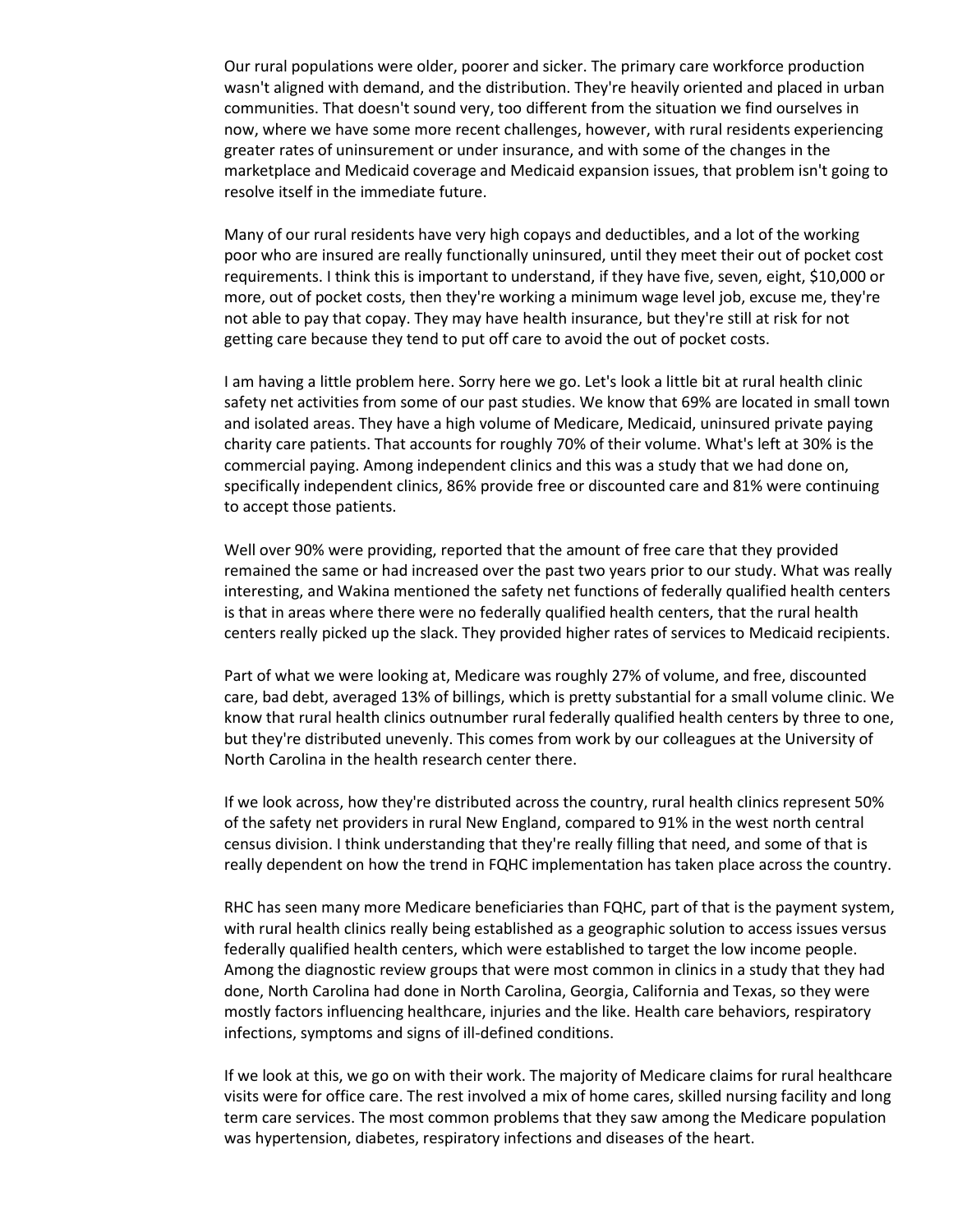Our rural populations were older, poorer and sicker. The primary care workforce production wasn't aligned with demand, and the distribution. They're heavily oriented and placed in urban communities. That doesn't sound very, too different from the situation we find ourselves in now, where we have some more recent challenges, however, with rural residents experiencing greater rates of uninsurement or under insurance, and with some of the changes in the marketplace and Medicaid coverage and Medicaid expansion issues, that problem isn't going to resolve itself in the immediate future.

Many of our rural residents have very high copays and deductibles, and a lot of the working poor who are insured are really functionally uninsured, until they meet their out of pocket cost requirements. I think this is important to understand, if they have five, seven, eight, $10,000 or more, out of pocket costs, then they're working a minimum wage level job, excuse me, they're not able to pay that copay. They may have health insurance, but they're still at risk for not getting care because they tend to put off care to avoid the out of pocket costs.

I am having a little problem here. Sorry here we go. Let's look a little bit at rural health clinic safety net activities from some of our past studies. We know that 69% are located in small town and isolated areas. They have a high volume of Medicare, Medicaid, uninsured private paying charity care patients. That accounts for roughly 70% of their volume. What's left at 30% is the commercial paying. Among independent clinics and this was a study that we had done on, specifically independent clinics, 86% provide free or discounted care and 81% were continuing to accept those patients.

Well over 90% were providing, reported that the amount of free care that they provided remained the same or had increased over the past two years prior to our study. What was really interesting, and Wakina mentioned the safety net functions of federally qualified health centers is that in areas where there were no federally qualified health centers, that the rural health centers really picked up the slack. They provided higher rates of services to Medicaid recipients.

Part of what we were looking at, Medicare was roughly 27% of volume, and free, discounted care, bad debt, averaged 13% of billings, which is pretty substantial for a small volume clinic. We know that rural health clinics outnumber rural federally qualified health centers by three to one, but they're distributed unevenly. This comes from work by our colleagues at the University of North Carolina in the health research center there.

If we look across, how they're distributed across the country, rural health clinics represent 50% of the safety net providers in rural New England, compared to 91% in the west north central census division. I think understanding that they're really filling that need, and some of that is really dependent on how the trend in FQHC implementation has taken place across the country.

RHC has seen many more Medicare beneficiaries than FQHC, part of that is the payment system, with rural health clinics really being established as a geographic solution to access issues versus federally qualified health centers, which were established to target the low income people. Among the diagnostic review groups that were most common in clinics in a study that they had done, North Carolina had done in North Carolina, Georgia, California and Texas, so they were mostly factors influencing healthcare, injuries and the like. Health care behaviors, respiratory infections, symptoms and signs of ill-defined conditions.

If we look at this, we go on with their work. The majority of Medicare claims for rural healthcare visits were for office care. The rest involved a mix of home cares, skilled nursing facility and long term care services. The most common problems that they saw among the Medicare population was hypertension, diabetes, respiratory infections and diseases of the heart.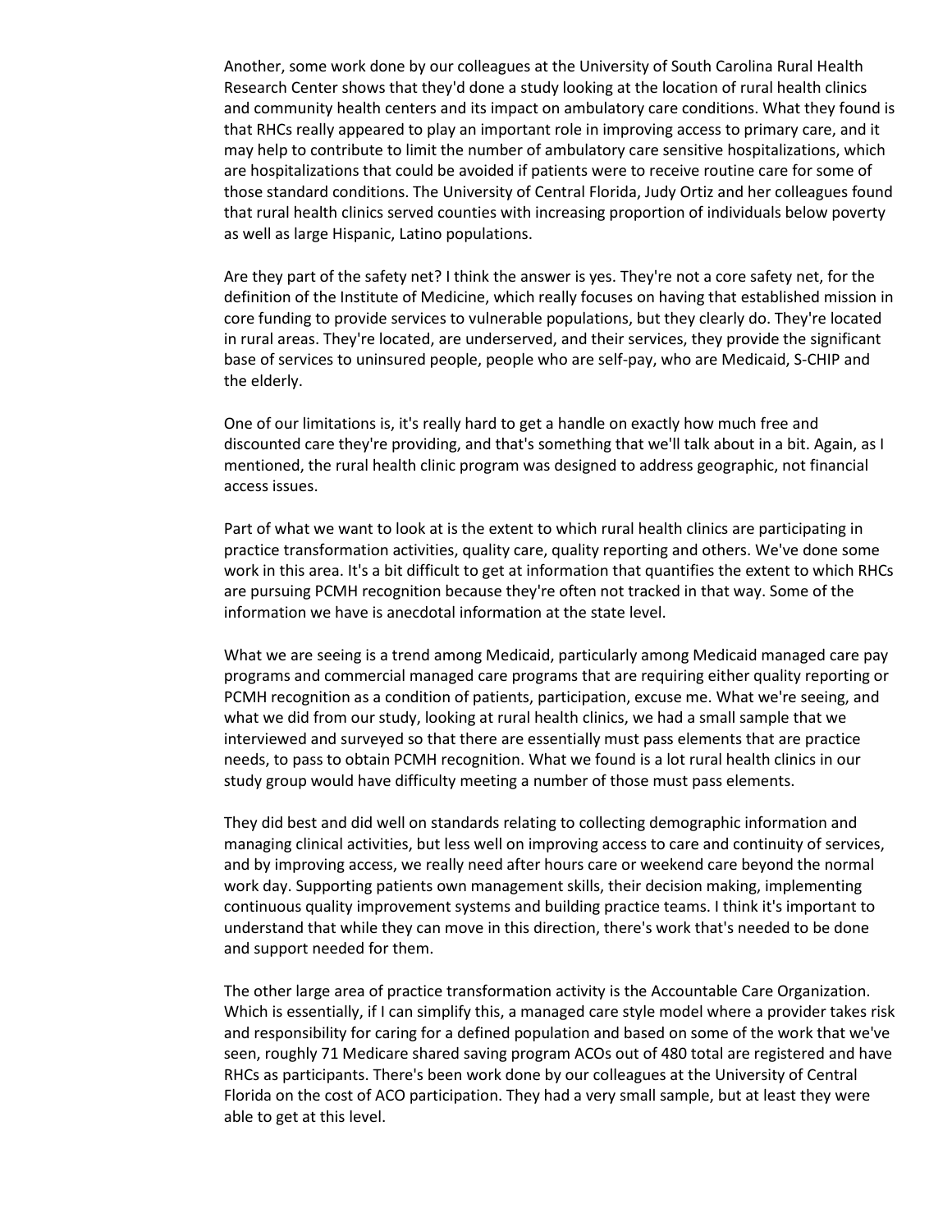Another, some work done by our colleagues at the University of South Carolina Rural Health Research Center shows that they'd done a study looking at the location of rural health clinics and community health centers and its impact on ambulatory care conditions. What they found is that RHCs really appeared to play an important role in improving access to primary care, and it may help to contribute to limit the number of ambulatory care sensitive hospitalizations, which are hospitalizations that could be avoided if patients were to receive routine care for some of those standard conditions. The University of Central Florida, Judy Ortiz and her colleagues found that rural health clinics served counties with increasing proportion of individuals below poverty as well as large Hispanic, Latino populations.

Are they part of the safety net? I think the answer is yes. They're not a core safety net, for the definition of the Institute of Medicine, which really focuses on having that established mission in core funding to provide services to vulnerable populations, but they clearly do. They're located in rural areas. They're located, are underserved, and their services, they provide the significant base of services to uninsured people, people who are self-pay, who are Medicaid, S-CHIP and the elderly.

One of our limitations is, it's really hard to get a handle on exactly how much free and discounted care they're providing, and that's something that we'll talk about in a bit. Again, as I mentioned, the rural health clinic program was designed to address geographic, not financial access issues.

Part of what we want to look at is the extent to which rural health clinics are participating in practice transformation activities, quality care, quality reporting and others. We've done some work in this area. It's a bit difficult to get at information that quantifies the extent to which RHCs are pursuing PCMH recognition because they're often not tracked in that way. Some of the information we have is anecdotal information at the state level.

What we are seeing is a trend among Medicaid, particularly among Medicaid managed care pay programs and commercial managed care programs that are requiring either quality reporting or PCMH recognition as a condition of patients, participation, excuse me. What we're seeing, and what we did from our study, looking at rural health clinics, we had a small sample that we interviewed and surveyed so that there are essentially must pass elements that are practice needs, to pass to obtain PCMH recognition. What we found is a lot rural health clinics in our study group would have difficulty meeting a number of those must pass elements.

They did best and did well on standards relating to collecting demographic information and managing clinical activities, but less well on improving access to care and continuity of services, and by improving access, we really need after hours care or weekend care beyond the normal work day. Supporting patients own management skills, their decision making, implementing continuous quality improvement systems and building practice teams. I think it's important to understand that while they can move in this direction, there's work that's needed to be done and support needed for them.

The other large area of practice transformation activity is the Accountable Care Organization. Which is essentially, if I can simplify this, a managed care style model where a provider takes risk and responsibility for caring for a defined population and based on some of the work that we've seen, roughly 71 Medicare shared saving program ACOs out of 480 total are registered and have RHCs as participants. There's been work done by our colleagues at the University of Central Florida on the cost of ACO participation. They had a very small sample, but at least they were able to get at this level.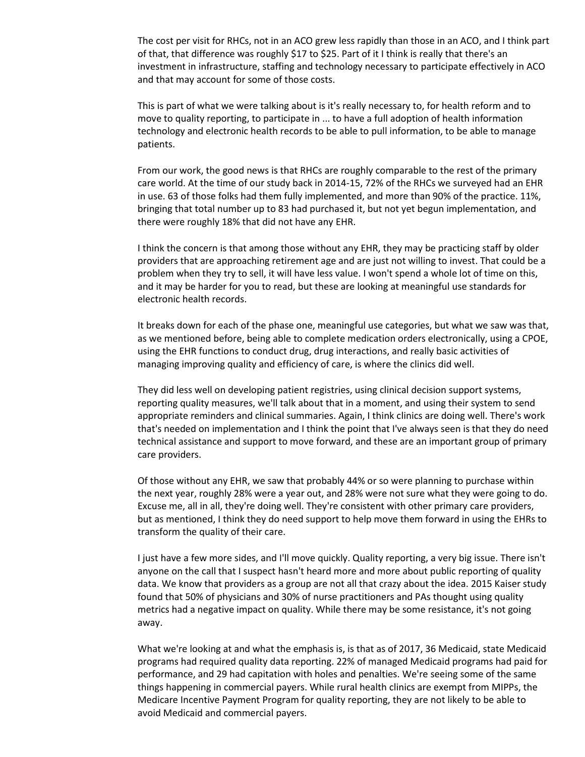The cost per visit for RHCs, not in an ACO grew less rapidly than those in an ACO, and I think part of that, that difference was roughly $17 to $25. Part of it I think is really that there's an investment in infrastructure, staffing and technology necessary to participate effectively in ACO and that may account for some of those costs.

This is part of what we were talking about is it's really necessary to, for health reform and to move to quality reporting, to participate in ... to have a full adoption of health information technology and electronic health records to be able to pull information, to be able to manage patients.

From our work, the good news is that RHCs are roughly comparable to the rest of the primary care world. At the time of our study back in 2014-15, 72% of the RHCs we surveyed had an EHR in use. 63 of those folks had them fully implemented, and more than 90% of the practice. 11%, bringing that total number up to 83 had purchased it, but not yet begun implementation, and there were roughly 18% that did not have any EHR.

I think the concern is that among those without any EHR, they may be practicing staff by older providers that are approaching retirement age and are just not willing to invest. That could be a problem when they try to sell, it will have less value. I won't spend a whole lot of time on this, and it may be harder for you to read, but these are looking at meaningful use standards for electronic health records.

It breaks down for each of the phase one, meaningful use categories, but what we saw was that, as we mentioned before, being able to complete medication orders electronically, using a CPOE, using the EHR functions to conduct drug, drug interactions, and really basic activities of managing improving quality and efficiency of care, is where the clinics did well.

They did less well on developing patient registries, using clinical decision support systems, reporting quality measures, we'll talk about that in a moment, and using their system to send appropriate reminders and clinical summaries. Again, I think clinics are doing well. There's work that's needed on implementation and I think the point that I've always seen is that they do need technical assistance and support to move forward, and these are an important group of primary care providers.

Of those without any EHR, we saw that probably 44% or so were planning to purchase within the next year, roughly 28% were a year out, and 28% were not sure what they were going to do. Excuse me, all in all, they're doing well. They're consistent with other primary care providers, but as mentioned, I think they do need support to help move them forward in using the EHRs to transform the quality of their care.

I just have a few more sides, and I'll move quickly. Quality reporting, a very big issue. There isn't anyone on the call that I suspect hasn't heard more and more about public reporting of quality data. We know that providers as a group are not all that crazy about the idea. 2015 Kaiser study found that 50% of physicians and 30% of nurse practitioners and PAs thought using quality metrics had a negative impact on quality. While there may be some resistance, it's not going away.

What we're looking at and what the emphasis is, is that as of 2017, 36 Medicaid, state Medicaid programs had required quality data reporting. 22% of managed Medicaid programs had paid for performance, and 29 had capitation with holes and penalties. We're seeing some of the same things happening in commercial payers. While rural health clinics are exempt from MIPPs, the Medicare Incentive Payment Program for quality reporting, they are not likely to be able to avoid Medicaid and commercial payers.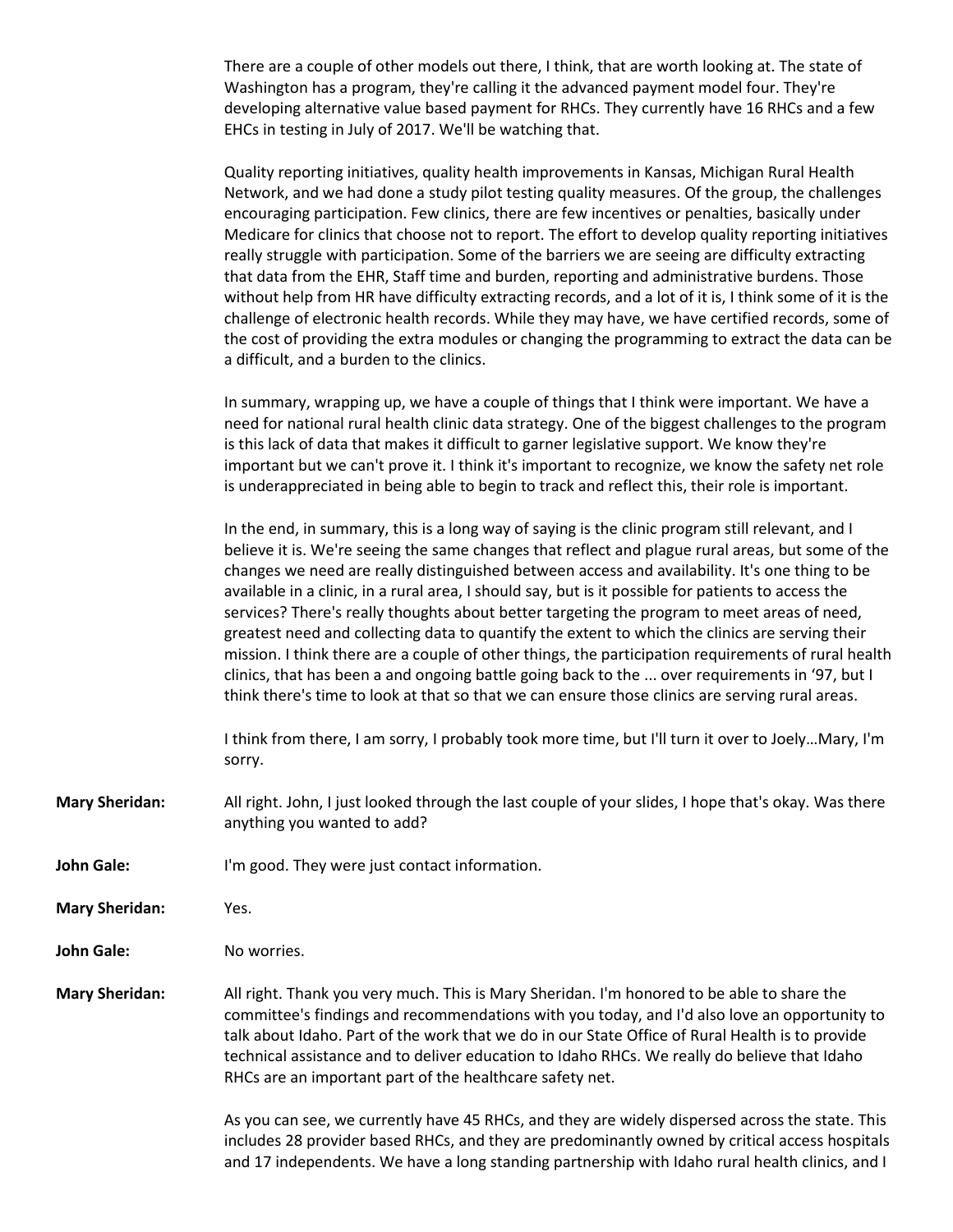There are a couple of other models out there, I think, that are worth looking at. The state of Washington has a program, they're calling it the advanced payment model four. They're developing alternative value based payment for RHCs. They currently have 16 RHCs and a few EHCs in testing in July of 2017. We'll be watching that.

Quality reporting initiatives, quality health improvements in Kansas, Michigan Rural Health Network, and we had done a study pilot testing quality measures. Of the group, the challenges encouraging participation. Few clinics, there are few incentives or penalties, basically under Medicare for clinics that choose not to report. The effort to develop quality reporting initiatives really struggle with participation. Some of the barriers we are seeing are difficulty extracting that data from the EHR, Staff time and burden, reporting and administrative burdens. Those without help from HR have difficulty extracting records, and a lot of it is, I think some of it is the challenge of electronic health records. While they may have, we have certified records, some of the cost of providing the extra modules or changing the programming to extract the data can be a difficult, and a burden to the clinics.

In summary, wrapping up, we have a couple of things that I think were important. We have a need for national rural health clinic data strategy. One of the biggest challenges to the program is this lack of data that makes it difficult to garner legislative support. We know they're important but we can't prove it. I think it's important to recognize, we know the safety net role is underappreciated in being able to begin to track and reflect this, their role is important.

In the end, in summary, this is a long way of saying is the clinic program still relevant, and I believe it is. We're seeing the same changes that reflect and plague rural areas, but some of the changes we need are really distinguished between access and availability. It's one thing to be available in a clinic, in a rural area, I should say, but is it possible for patients to access the services? There's really thoughts about better targeting the program to meet areas of need, greatest need and collecting data to quantify the extent to which the clinics are serving their mission. I think there are a couple of other things, the participation requirements of rural health clinics, that has been a and ongoing battle going back to the ... over requirements in '97, but I think there's time to look at that so that we can ensure those clinics are serving rural areas.

I think from there, I am sorry, I probably took more time, but I'll turn it over to Joely…Mary, I'm sorry.

**Mary Sheridan:** All right. John, I just looked through the last couple of your slides, I hope that's okay. Was there anything you wanted to add?

**John Gale:** I'm good. They were just contact information.

**Mary Sheridan:** Yes.

**John Gale:** No worries.

**Mary Sheridan:** All right. Thank you very much. This is Mary Sheridan. I'm honored to be able to share the committee's findings and recommendations with you today, and I'd also love an opportunity to talk about Idaho. Part of the work that we do in our State Office of Rural Health is to provide technical assistance and to deliver education to Idaho RHCs. We really do believe that Idaho RHCs are an important part of the healthcare safety net.

As you can see, we currently have 45 RHCs, and they are widely dispersed across the state. This includes 28 provider based RHCs, and they are predominantly owned by critical access hospitals and 17 independents. We have a long standing partnership with Idaho rural health clinics, and I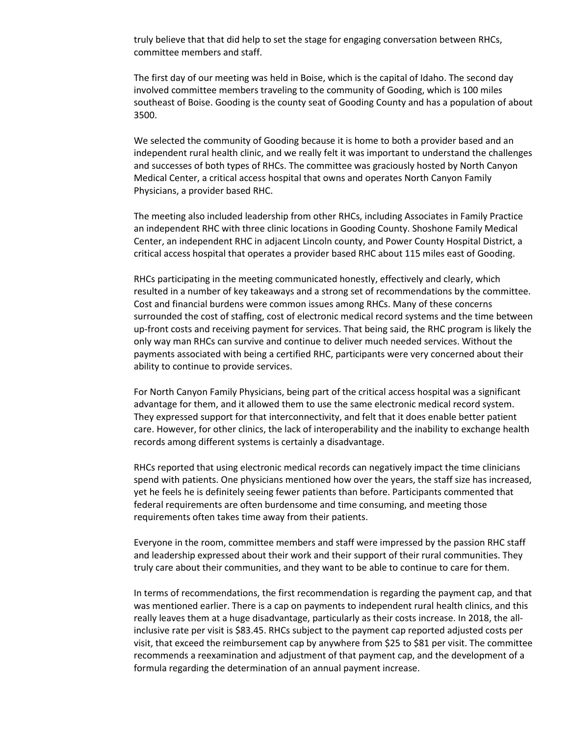truly believe that that did help to set the stage for engaging conversation between RHCs, committee members and staff.

The first day of our meeting was held in Boise, which is the capital of Idaho. The second day involved committee members traveling to the community of Gooding, which is 100 miles southeast of Boise. Gooding is the county seat of Gooding County and has a population of about 3500.

We selected the community of Gooding because it is home to both a provider based and an independent rural health clinic, and we really felt it was important to understand the challenges and successes of both types of RHCs. The committee was graciously hosted by North Canyon Medical Center, a critical access hospital that owns and operates North Canyon Family Physicians, a provider based RHC.

The meeting also included leadership from other RHCs, including Associates in Family Practice an independent RHC with three clinic locations in Gooding County. Shoshone Family Medical Center, an independent RHC in adjacent Lincoln county, and Power County Hospital District, a critical access hospital that operates a provider based RHC about 115 miles east of Gooding.

RHCs participating in the meeting communicated honestly, effectively and clearly, which resulted in a number of key takeaways and a strong set of recommendations by the committee. Cost and financial burdens were common issues among RHCs. Many of these concerns surrounded the cost of staffing, cost of electronic medical record systems and the time between up-front costs and receiving payment for services. That being said, the RHC program is likely the only way man RHCs can survive and continue to deliver much needed services. Without the payments associated with being a certified RHC, participants were very concerned about their ability to continue to provide services.

For North Canyon Family Physicians, being part of the critical access hospital was a significant advantage for them, and it allowed them to use the same electronic medical record system. They expressed support for that interconnectivity, and felt that it does enable better patient care. However, for other clinics, the lack of interoperability and the inability to exchange health records among different systems is certainly a disadvantage.

RHCs reported that using electronic medical records can negatively impact the time clinicians spend with patients. One physicians mentioned how over the years, the staff size has increased, yet he feels he is definitely seeing fewer patients than before. Participants commented that federal requirements are often burdensome and time consuming, and meeting those requirements often takes time away from their patients.

Everyone in the room, committee members and staff were impressed by the passion RHC staff and leadership expressed about their work and their support of their rural communities. They truly care about their communities, and they want to be able to continue to care for them.

In terms of recommendations, the first recommendation is regarding the payment cap, and that was mentioned earlier. There is a cap on payments to independent rural health clinics, and this really leaves them at a huge disadvantage, particularly as their costs increase. In 2018, the all-inclusive rate per visit is $83.45. RHCs subject to the payment cap reported adjusted costs per visit, that exceed the reimbursement cap by anywhere from $25 to $81 per visit. The committee recommends a reexamination and adjustment of that payment cap, and the development of a formula regarding the determination of an annual payment increase.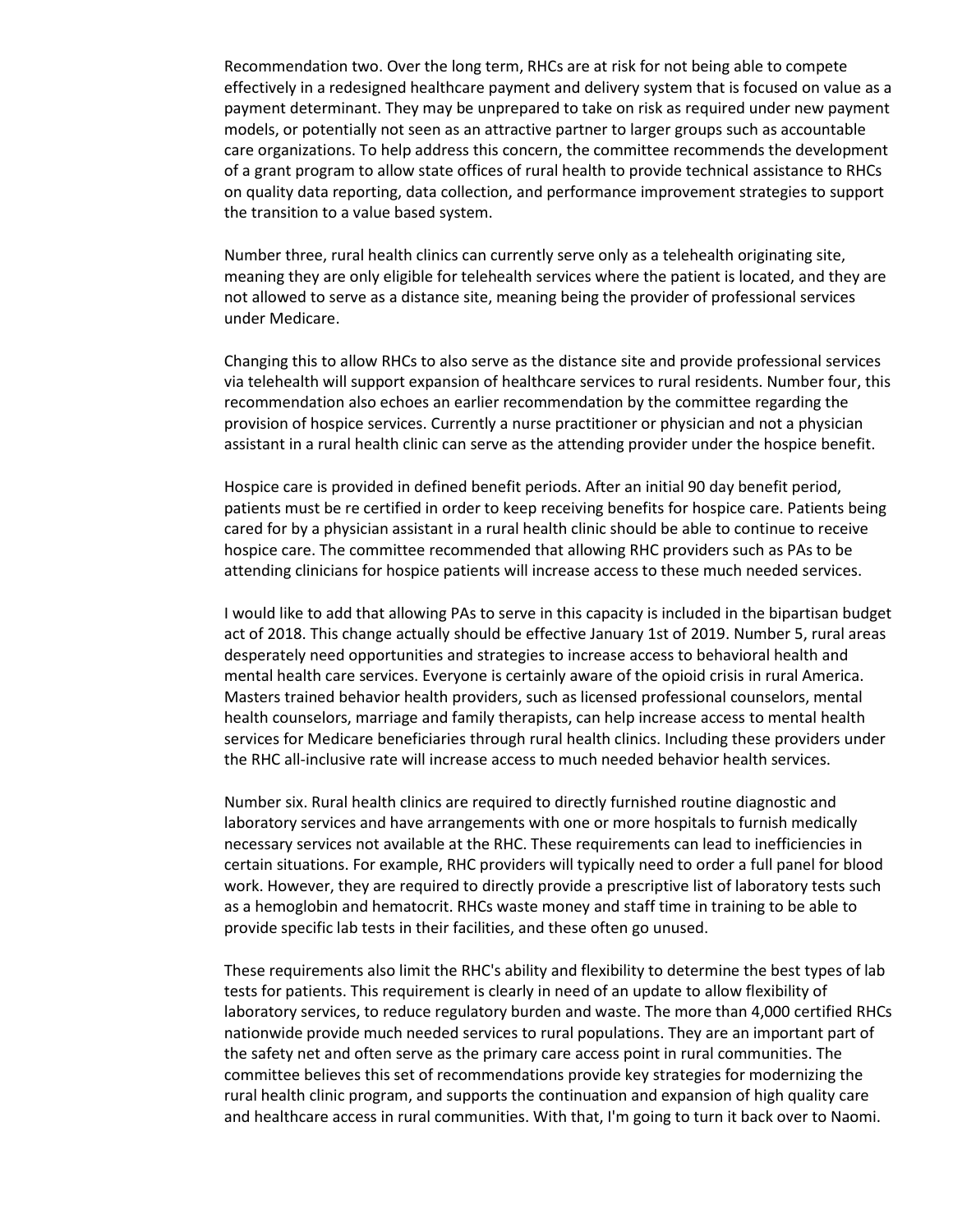Recommendation two. Over the long term, RHCs are at risk for not being able to compete effectively in a redesigned healthcare payment and delivery system that is focused on value as a payment determinant. They may be unprepared to take on risk as required under new payment models, or potentially not seen as an attractive partner to larger groups such as accountable care organizations. To help address this concern, the committee recommends the development of a grant program to allow state offices of rural health to provide technical assistance to RHCs on quality data reporting, data collection, and performance improvement strategies to support the transition to a value based system.

Number three, rural health clinics can currently serve only as a telehealth originating site, meaning they are only eligible for telehealth services where the patient is located, and they are not allowed to serve as a distance site, meaning being the provider of professional services under Medicare.

Changing this to allow RHCs to also serve as the distance site and provide professional services via telehealth will support expansion of healthcare services to rural residents. Number four, this recommendation also echoes an earlier recommendation by the committee regarding the provision of hospice services. Currently a nurse practitioner or physician and not a physician assistant in a rural health clinic can serve as the attending provider under the hospice benefit.

Hospice care is provided in defined benefit periods. After an initial 90 day benefit period, patients must be re certified in order to keep receiving benefits for hospice care. Patients being cared for by a physician assistant in a rural health clinic should be able to continue to receive hospice care. The committee recommended that allowing RHC providers such as PAs to be attending clinicians for hospice patients will increase access to these much needed services.

I would like to add that allowing PAs to serve in this capacity is included in the bipartisan budget act of 2018. This change actually should be effective January 1st of 2019. Number 5, rural areas desperately need opportunities and strategies to increase access to behavioral health and mental health care services. Everyone is certainly aware of the opioid crisis in rural America. Masters trained behavior health providers, such as licensed professional counselors, mental health counselors, marriage and family therapists, can help increase access to mental health services for Medicare beneficiaries through rural health clinics. Including these providers under the RHC all-inclusive rate will increase access to much needed behavior health services.

Number six. Rural health clinics are required to directly furnished routine diagnostic and laboratory services and have arrangements with one or more hospitals to furnish medically necessary services not available at the RHC. These requirements can lead to inefficiencies in certain situations. For example, RHC providers will typically need to order a full panel for blood work. However, they are required to directly provide a prescriptive list of laboratory tests such as a hemoglobin and hematocrit. RHCs waste money and staff time in training to be able to provide specific lab tests in their facilities, and these often go unused.

These requirements also limit the RHC's ability and flexibility to determine the best types of lab tests for patients. This requirement is clearly in need of an update to allow flexibility of laboratory services, to reduce regulatory burden and waste. The more than 4,000 certified RHCs nationwide provide much needed services to rural populations. They are an important part of the safety net and often serve as the primary care access point in rural communities. The committee believes this set of recommendations provide key strategies for modernizing the rural health clinic program, and supports the continuation and expansion of high quality care and healthcare access in rural communities. With that, I'm going to turn it back over to Naomi.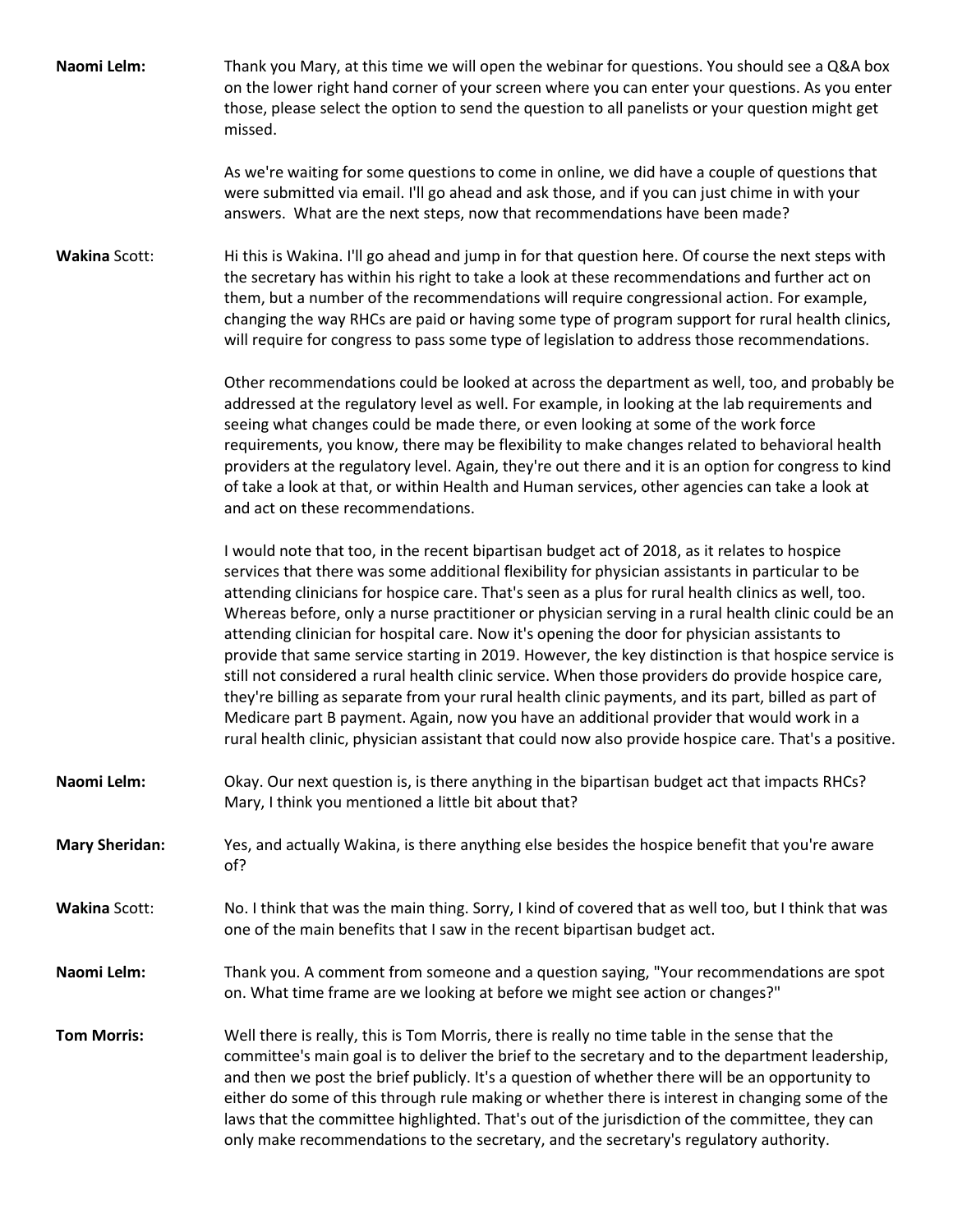**Naomi Lelm:** Thank you Mary, at this time we will open the webinar for questions. You should see a Q&A box on the lower right hand corner of your screen where you can enter your questions. As you enter those, please select the option to send the question to all panelists or your question might get missed.

As we're waiting for some questions to come in online, we did have a couple of questions that were submitted via email. I'll go ahead and ask those, and if you can just chime in with your answers. What are the next steps, now that recommendations have been made?

**Wakina** Scott: Hi this is Wakina. I'll go ahead and jump in for that question here. Of course the next steps with the secretary has within his right to take a look at these recommendations and further act on them, but a number of the recommendations will require congressional action. For example, changing the way RHCs are paid or having some type of program support for rural health clinics, will require for congress to pass some type of legislation to address those recommendations.

Other recommendations could be looked at across the department as well, too, and probably be addressed at the regulatory level as well. For example, in looking at the lab requirements and seeing what changes could be made there, or even looking at some of the work force requirements, you know, there may be flexibility to make changes related to behavioral health providers at the regulatory level. Again, they're out there and it is an option for congress to kind of take a look at that, or within Health and Human services, other agencies can take a look at and act on these recommendations.

I would note that too, in the recent bipartisan budget act of 2018, as it relates to hospice services that there was some additional flexibility for physician assistants in particular to be attending clinicians for hospice care. That's seen as a plus for rural health clinics as well, too. Whereas before, only a nurse practitioner or physician serving in a rural health clinic could be an attending clinician for hospital care. Now it's opening the door for physician assistants to provide that same service starting in 2019. However, the key distinction is that hospice service is still not considered a rural health clinic service. When those providers do provide hospice care, they're billing as separate from your rural health clinic payments, and its part, billed as part of Medicare part B payment. Again, now you have an additional provider that would work in a rural health clinic, physician assistant that could now also provide hospice care. That's a positive.

**Naomi Lelm:** Okay. Our next question is, is there anything in the bipartisan budget act that impacts RHCs? Mary, I think you mentioned a little bit about that?

**Mary Sheridan:** Yes, and actually Wakina, is there anything else besides the hospice benefit that you're aware of?

**Wakina** Scott: No. I think that was the main thing. Sorry, I kind of covered that as well too, but I think that was one of the main benefits that I saw in the recent bipartisan budget act.

**Naomi Lelm:** Thank you. A comment from someone and a question saying, "Your recommendations are spot on. What time frame are we looking at before we might see action or changes?"

**Tom Morris:** Well there is really, this is Tom Morris, there is really no time table in the sense that the committee's main goal is to deliver the brief to the secretary and to the department leadership, and then we post the brief publicly. It's a question of whether there will be an opportunity to either do some of this through rule making or whether there is interest in changing some of the laws that the committee highlighted. That's out of the jurisdiction of the committee, they can only make recommendations to the secretary, and the secretary's regulatory authority.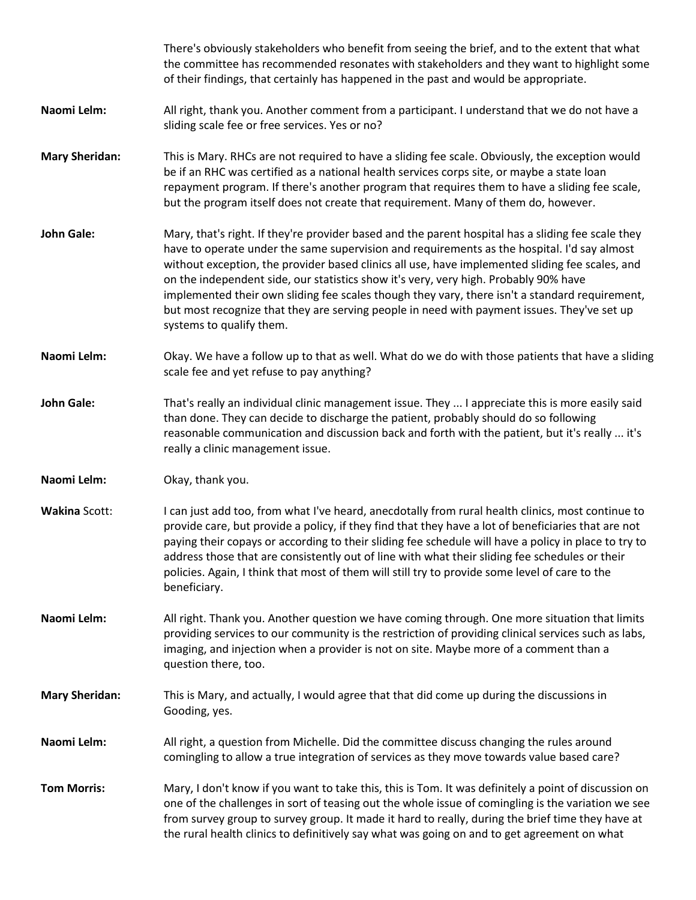There's obviously stakeholders who benefit from seeing the brief, and to the extent that what the committee has recommended resonates with stakeholders and they want to highlight some of their findings, that certainly has happened in the past and would be appropriate.

**Naomi Lelm:** All right, thank you. Another comment from a participant. I understand that we do not have a sliding scale fee or free services. Yes or no?

**Mary Sheridan:** This is Mary. RHCs are not required to have a sliding fee scale. Obviously, the exception would be if an RHC was certified as a national health services corps site, or maybe a state loan repayment program. If there's another program that requires them to have a sliding fee scale, but the program itself does not create that requirement. Many of them do, however.

**John Gale:** Mary, that's right. If they're provider based and the parent hospital has a sliding fee scale they have to operate under the same supervision and requirements as the hospital. I'd say almost without exception, the provider based clinics all use, have implemented sliding fee scales, and on the independent side, our statistics show it's very, very high. Probably 90% have implemented their own sliding fee scales though they vary, there isn't a standard requirement, but most recognize that they are serving people in need with payment issues. They've set up systems to qualify them.

**Naomi Lelm:** Okay. We have a follow up to that as well. What do we do with those patients that have a sliding scale fee and yet refuse to pay anything?

**John Gale:** That's really an individual clinic management issue. They ... I appreciate this is more easily said than done. They can decide to discharge the patient, probably should do so following reasonable communication and discussion back and forth with the patient, but it's really ... it's really a clinic management issue.

**Naomi Lelm:** Okay, thank you.

**Wakina** Scott: I can just add too, from what I've heard, anecdotally from rural health clinics, most continue to provide care, but provide a policy, if they find that they have a lot of beneficiaries that are not paying their copays or according to their sliding fee schedule will have a policy in place to try to address those that are consistently out of line with what their sliding fee schedules or their policies. Again, I think that most of them will still try to provide some level of care to the beneficiary.

**Naomi Lelm:** All right. Thank you. Another question we have coming through. One more situation that limits providing services to our community is the restriction of providing clinical services such as labs, imaging, and injection when a provider is not on site. Maybe more of a comment than a question there, too.

**Mary Sheridan:** This is Mary, and actually, I would agree that that did come up during the discussions in Gooding, yes.

**Naomi Lelm:** All right, a question from Michelle. Did the committee discuss changing the rules around comingling to allow a true integration of services as they move towards value based care?

**Tom Morris:** Mary, I don't know if you want to take this, this is Tom. It was definitely a point of discussion on one of the challenges in sort of teasing out the whole issue of comingling is the variation we see from survey group to survey group. It made it hard to really, during the brief time they have at the rural health clinics to definitively say what was going on and to get agreement on what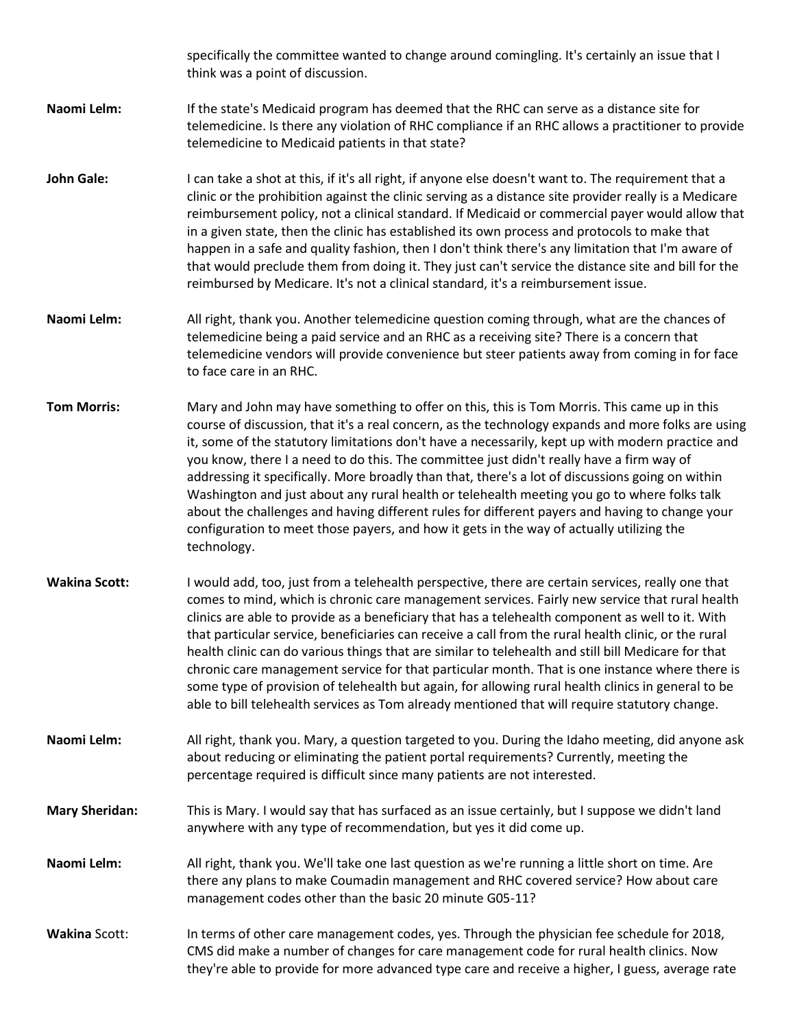specifically the committee wanted to change around comingling. It's certainly an issue that I think was a point of discussion.

**Naomi Lelm:** If the state's Medicaid program has deemed that the RHC can serve as a distance site for telemedicine. Is there any violation of RHC compliance if an RHC allows a practitioner to provide telemedicine to Medicaid patients in that state?

**John Gale:** I can take a shot at this, if it's all right, if anyone else doesn't want to. The requirement that a clinic or the prohibition against the clinic serving as a distance site provider really is a Medicare reimbursement policy, not a clinical standard. If Medicaid or commercial payer would allow that in a given state, then the clinic has established its own process and protocols to make that happen in a safe and quality fashion, then I don't think there's any limitation that I'm aware of that would preclude them from doing it. They just can't service the distance site and bill for the reimbursed by Medicare. It's not a clinical standard, it's a reimbursement issue.

**Naomi Lelm:** All right, thank you. Another telemedicine question coming through, what are the chances of telemedicine being a paid service and an RHC as a receiving site? There is a concern that telemedicine vendors will provide convenience but steer patients away from coming in for face to face care in an RHC.

**Tom Morris:** Mary and John may have something to offer on this, this is Tom Morris. This came up in this course of discussion, that it's a real concern, as the technology expands and more folks are using it, some of the statutory limitations don't have a necessarily, kept up with modern practice and you know, there I a need to do this. The committee just didn't really have a firm way of addressing it specifically. More broadly than that, there's a lot of discussions going on within Washington and just about any rural health or telehealth meeting you go to where folks talk about the challenges and having different rules for different payers and having to change your configuration to meet those payers, and how it gets in the way of actually utilizing the technology.

**Wakina Scott:** I would add, too, just from a telehealth perspective, there are certain services, really one that comes to mind, which is chronic care management services. Fairly new service that rural health clinics are able to provide as a beneficiary that has a telehealth component as well to it. With that particular service, beneficiaries can receive a call from the rural health clinic, or the rural health clinic can do various things that are similar to telehealth and still bill Medicare for that chronic care management service for that particular month. That is one instance where there is some type of provision of telehealth but again, for allowing rural health clinics in general to be able to bill telehealth services as Tom already mentioned that will require statutory change.

**Naomi Lelm:** All right, thank you. Mary, a question targeted to you. During the Idaho meeting, did anyone ask about reducing or eliminating the patient portal requirements? Currently, meeting the percentage required is difficult since many patients are not interested.

**Mary Sheridan:** This is Mary. I would say that has surfaced as an issue certainly, but I suppose we didn't land anywhere with any type of recommendation, but yes it did come up.

**Naomi Lelm:** All right, thank you. We'll take one last question as we're running a little short on time. Are there any plans to make Coumadin management and RHC covered service? How about care management codes other than the basic 20 minute G05-11?

**Wakina Scott:** In terms of other care management codes, yes. Through the physician fee schedule for 2018, CMS did make a number of changes for care management code for rural health clinics. Now they're able to provide for more advanced type care and receive a higher, I guess, average rate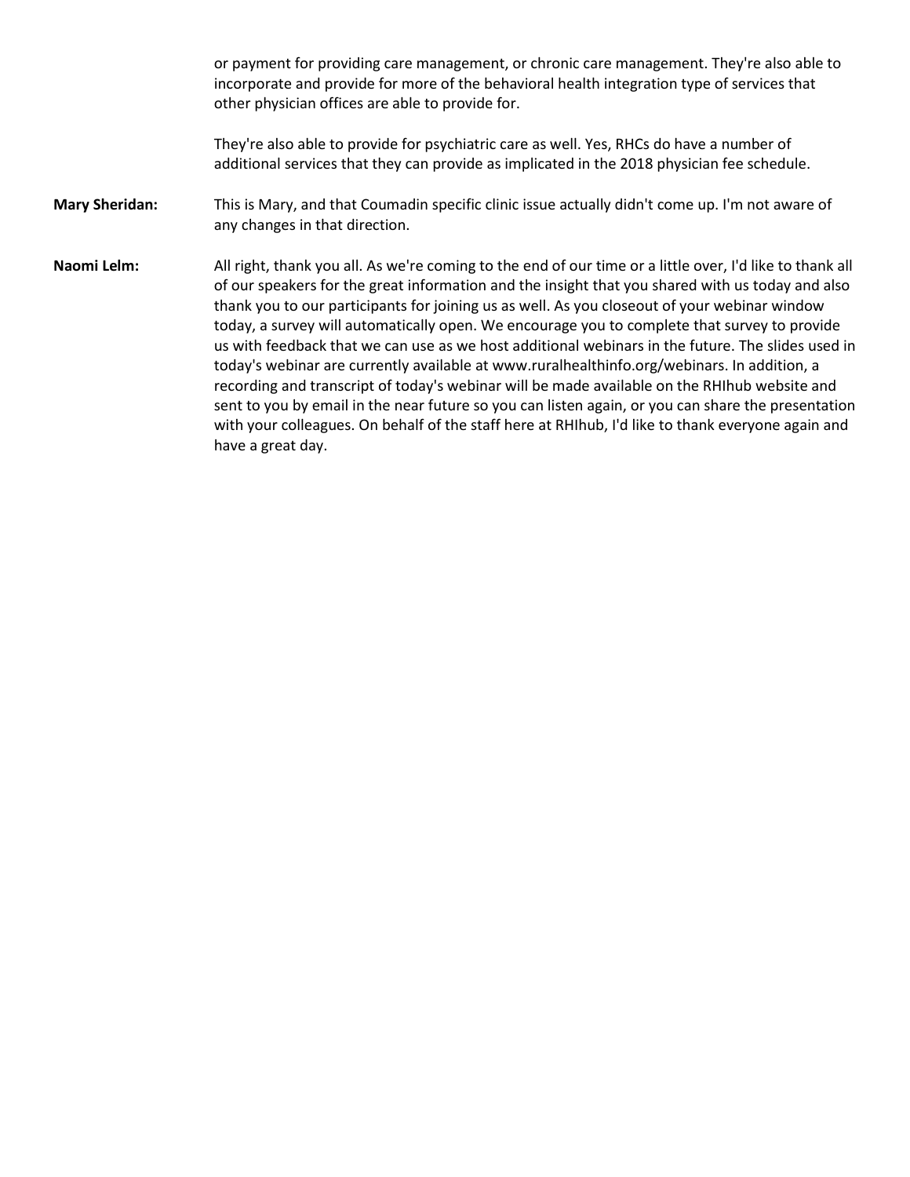or payment for providing care management, or chronic care management. They're also able to incorporate and provide for more of the behavioral health integration type of services that other physician offices are able to provide for.

They're also able to provide for psychiatric care as well. Yes, RHCs do have a number of additional services that they can provide as implicated in the 2018 physician fee schedule.

**Mary Sheridan:** This is Mary, and that Coumadin specific clinic issue actually didn't come up. I'm not aware of any changes in that direction.

**Naomi Lelm:** All right, thank you all. As we're coming to the end of our time or a little over, I'd like to thank all of our speakers for the great information and the insight that you shared with us today and also thank you to our participants for joining us as well. As you closeout of your webinar window today, a survey will automatically open. We encourage you to complete that survey to provide us with feedback that we can use as we host additional webinars in the future. The slides used in today's webinar are currently available at www.ruralhealthinfo.org/webinars. In addition, a recording and transcript of today's webinar will be made available on the RHIhub website and sent to you by email in the near future so you can listen again, or you can share the presentation with your colleagues. On behalf of the staff here at RHIhub, I'd like to thank everyone again and have a great day.